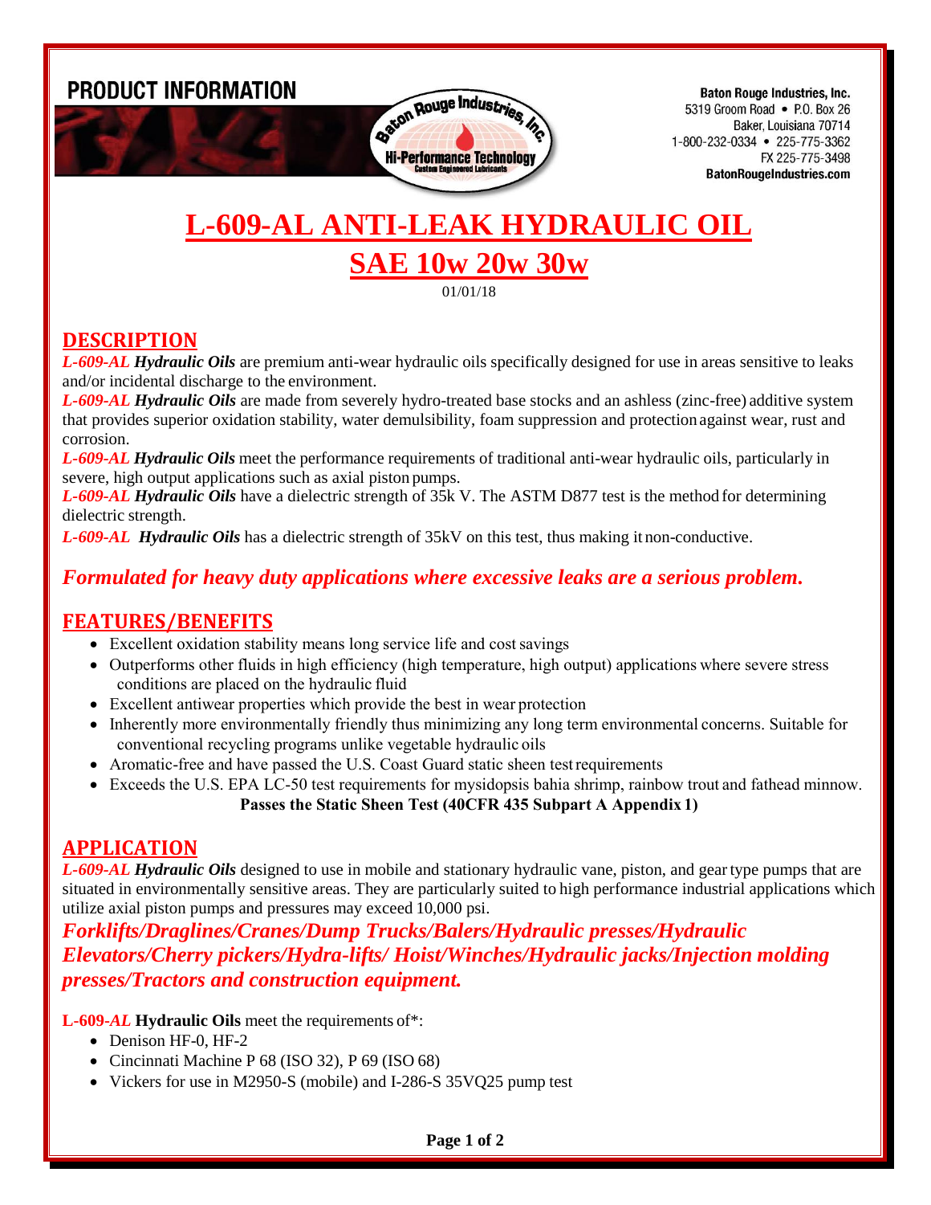**PRODUCT INFORMATION**

**Baton Rouge Industries, Inc.**
5319 Groom Road • P.O. Box 26
Baker, Louisiana 70714
1-800-232-0334 • 225-775-3362
FX 225-775-3498
**BatonRougeIndustries.com**

# L-609-AL ANTI-LEAK HYDRAULIC OIL

# SAE 10w 20w 30w

01/01/18

## DESCRIPTION

***L-609-AL* Hydraulic Oils** are premium anti-wear hydraulic oils specifically designed for use in areas sensitive to leaks and/or incidental discharge to the environment.

***L-609-AL* Hydraulic Oils** are made from severely hydro-treated base stocks and an ashless (zinc-free) additive system that provides superior oxidation stability, water demulsibility, foam suppression and protection against wear, rust and corrosion.

***L-609-AL* Hydraulic Oils** meet the performance requirements of traditional anti-wear hydraulic oils, particularly in severe, high output applications such as axial piston pumps.

***L-609-AL* Hydraulic Oils** have a dielectric strength of 35k V. The ASTM D877 test is the method for determining dielectric strength.

***L-609-AL* Hydraulic Oils** has a dielectric strength of 35kV on this test, thus making it non-conductive.

***Formulated for heavy duty applications where excessive leaks are a serious problem.***

## FEATURES/BENEFITS

- Excellent oxidation stability means long service life and cost savings
- Outperforms other fluids in high efficiency (high temperature, high output) applications where severe stress conditions are placed on the hydraulic fluid
- Excellent antiwear properties which provide the best in wear protection
- Inherently more environmentally friendly thus minimizing any long term environmental concerns. Suitable for conventional recycling programs unlike vegetable hydraulic oils
- Aromatic-free and have passed the U.S. Coast Guard static sheen test requirements
- Exceeds the U.S. EPA LC-50 test requirements for mysidopsis bahia shrimp, rainbow trout and fathead minnow.

**Passes the Static Sheen Test (40CFR 435 Subpart A Appendix 1)**

## APPLICATION

***L-609-AL* Hydraulic Oils** designed to use in mobile and stationary hydraulic vane, piston, and gear type pumps that are situated in environmentally sensitive areas. They are particularly suited to high performance industrial applications which utilize axial piston pumps and pressures may exceed 10,000 psi.

***Forklifts/Draglines/Cranes/Dump Trucks/Balers/Hydraulic presses/Hydraulic Elevators/Cherry pickers/Hydra-lifts/ Hoist/Winches/Hydraulic jacks/Injection molding presses/Tractors and construction equipment.***

**L-609-*AL* Hydraulic Oils** meet the requirements of*:

- Denison HF-0, HF-2
- Cincinnati Machine P 68 (ISO 32), P 69 (ISO 68)
- Vickers for use in M2950-S (mobile) and I-286-S 35VQ25 pump test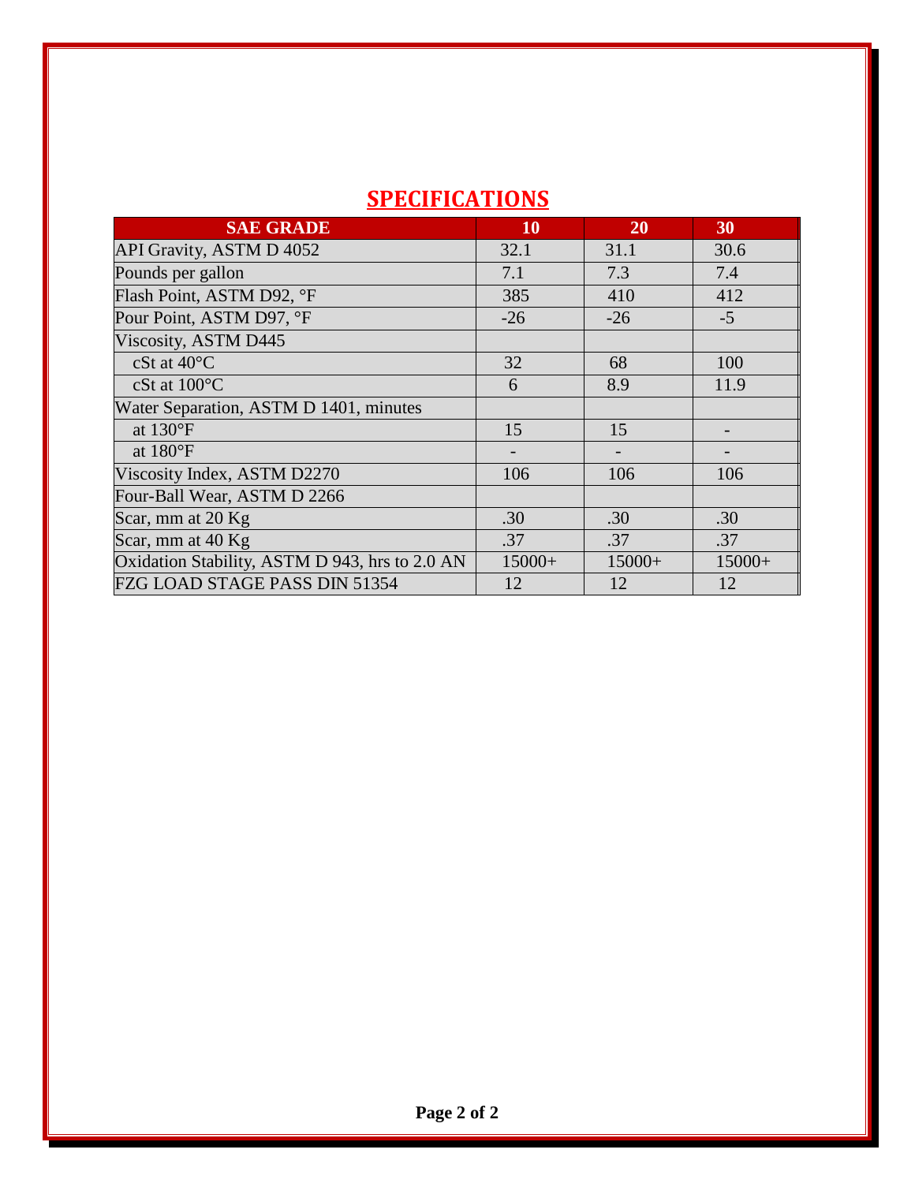## SPECIFICATIONS

| SAE GRADE | 10 | 20 | 30 |
|---|---|---|---|
| API Gravity, ASTM D 4052 | 32.1 | 31.1 | 30.6 |
| Pounds per gallon | 7.1 | 7.3 | 7.4 |
| Flash Point, ASTM D92, °F | 385 | 410 | 412 |
| Pour Point, ASTM D97, °F | -26 | -26 | -5 |
| Viscosity, ASTM D445 | | | |
| cSt at 40°C | 32 | 68 | 100 |
| cSt at 100°C | 6 | 8.9 | 11.9 |
| Water Separation, ASTM D 1401, minutes | | | |
| at 130°F | 15 | 15 | - |
| at 180°F | - | - | - |
| Viscosity Index, ASTM D2270 | 106 | 106 | 106 |
| Four-Ball Wear, ASTM D 2266 | | | |
| Scar, mm at 20 Kg | .30 | .30 | .30 |
| Scar, mm at 40 Kg | .37 | .37 | .37 |
| Oxidation Stability, ASTM D 943, hrs to 2.0 AN | 15000+ | 15000+ | 15000+ |
| FZG LOAD STAGE PASS DIN 51354 | 12 | 12 | 12 |